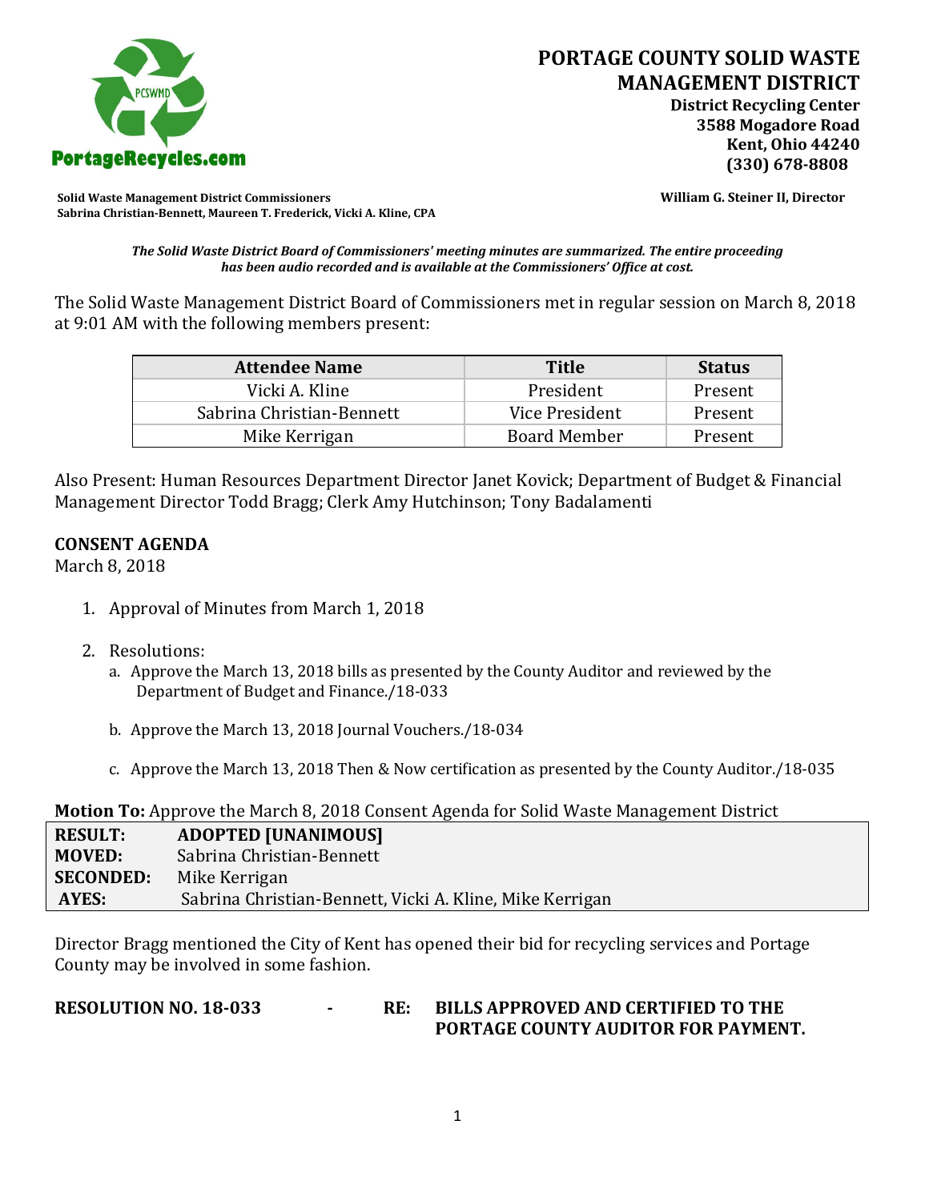# PORTAGE COUNTY SOLID WASTE MANAGEMENT DISTRICT

**District Recycling Center**
**3588 Mogadore Road**
**Kent, Ohio 44240**
**(330) 678-8808**

PortageRecycles.com

**Solid Waste Management District Commissioners**
**Sabrina Christian-Bennett, Maureen T. Frederick, Vicki A. Kline, CPA**

**William G. Steiner II, Director**

***The Solid Waste District Board of Commissioners' meeting minutes are summarized. The entire proceeding has been audio recorded and is available at the Commissioners' Office at cost.***

The Solid Waste Management District Board of Commissioners met in regular session on March 8, 2018 at 9:01 AM with the following members present:

| Attendee Name | Title | Status |
|---|---|---|
| Vicki A. Kline | President | Present |
| Sabrina Christian-Bennett | Vice President | Present |
| Mike Kerrigan | Board Member | Present |

Also Present: Human Resources Department Director Janet Kovick; Department of Budget & Financial Management Director Todd Bragg; Clerk Amy Hutchinson; Tony Badalamenti

**CONSENT AGENDA**
March 8, 2018

1. Approval of Minutes from March 1, 2018

2. Resolutions:
   a. Approve the March 13, 2018 bills as presented by the County Auditor and reviewed by the Department of Budget and Finance./18-033

   b. Approve the March 13, 2018 Journal Vouchers./18-034

   c. Approve the March 13, 2018 Then & Now certification as presented by the County Auditor./18-035

**Motion To:** Approve the March 8, 2018 Consent Agenda for Solid Waste Management District

| | |
|---|---|
| **RESULT:** | **ADOPTED [UNANIMOUS]** |
| **MOVED:** | Sabrina Christian-Bennett |
| **SECONDED:** | Mike Kerrigan |
| **AYES:** | Sabrina Christian-Bennett, Vicki A. Kline, Mike Kerrigan |

Director Bragg mentioned the City of Kent has opened their bid for recycling services and Portage County may be involved in some fashion.

**RESOLUTION NO. 18-033 - RE: BILLS APPROVED AND CERTIFIED TO THE PORTAGE COUNTY AUDITOR FOR PAYMENT.**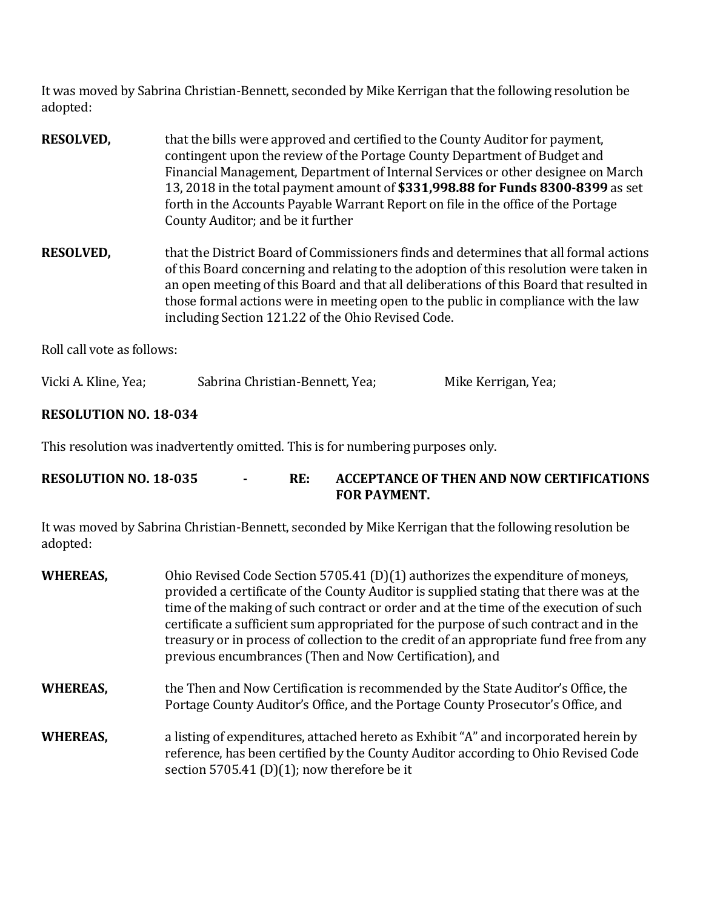It was moved by Sabrina Christian-Bennett, seconded by Mike Kerrigan that the following resolution be adopted:

**RESOLVED,** that the bills were approved and certified to the County Auditor for payment, contingent upon the review of the Portage County Department of Budget and Financial Management, Department of Internal Services or other designee on March 13, 2018 in the total payment amount of **$331,998.88 for Funds 8300-8399** as set forth in the Accounts Payable Warrant Report on file in the office of the Portage County Auditor; and be it further

**RESOLVED,** that the District Board of Commissioners finds and determines that all formal actions of this Board concerning and relating to the adoption of this resolution were taken in an open meeting of this Board and that all deliberations of this Board that resulted in those formal actions were in meeting open to the public in compliance with the law including Section 121.22 of the Ohio Revised Code.

Roll call vote as follows:

Vicki A. Kline, Yea; Sabrina Christian-Bennett, Yea; Mike Kerrigan, Yea;

**RESOLUTION NO. 18-034**

This resolution was inadvertently omitted. This is for numbering purposes only.

**RESOLUTION NO. 18-035 - RE: ACCEPTANCE OF THEN AND NOW CERTIFICATIONS FOR PAYMENT.**

It was moved by Sabrina Christian-Bennett, seconded by Mike Kerrigan that the following resolution be adopted:

**WHEREAS,** Ohio Revised Code Section 5705.41 (D)(1) authorizes the expenditure of moneys, provided a certificate of the County Auditor is supplied stating that there was at the time of the making of such contract or order and at the time of the execution of such certificate a sufficient sum appropriated for the purpose of such contract and in the treasury or in process of collection to the credit of an appropriate fund free from any previous encumbrances (Then and Now Certification), and

**WHEREAS,** the Then and Now Certification is recommended by the State Auditor's Office, the Portage County Auditor's Office, and the Portage County Prosecutor's Office, and

**WHEREAS,** a listing of expenditures, attached hereto as Exhibit "A" and incorporated herein by reference, has been certified by the County Auditor according to Ohio Revised Code section 5705.41 (D)(1); now therefore be it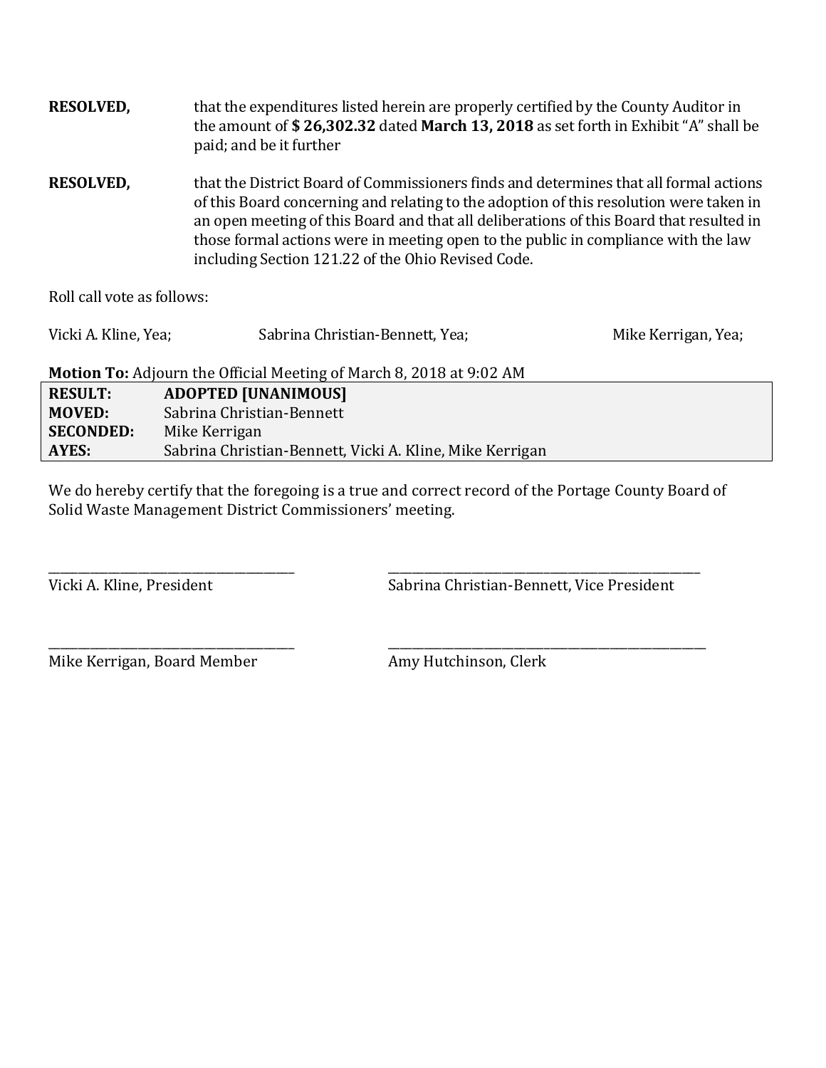**RESOLVED,** that the expenditures listed herein are properly certified by the County Auditor in the amount of **$ 26,302.32** dated **March 13, 2018** as set forth in Exhibit "A" shall be paid; and be it further

**RESOLVED,** that the District Board of Commissioners finds and determines that all formal actions of this Board concerning and relating to the adoption of this resolution were taken in an open meeting of this Board and that all deliberations of this Board that resulted in those formal actions were in meeting open to the public in compliance with the law including Section 121.22 of the Ohio Revised Code.

Roll call vote as follows:

Vicki A. Kline, Yea; Sabrina Christian-Bennett, Yea; Mike Kerrigan, Yea;

**Motion To:** Adjourn the Official Meeting of March 8, 2018 at 9:02 AM

| | |
|---|---|
| **RESULT:** | **ADOPTED [UNANIMOUS]** |
| **MOVED:** | Sabrina Christian-Bennett |
| **SECONDED:** | Mike Kerrigan |
| **AYES:** | Sabrina Christian-Bennett, Vicki A. Kline, Mike Kerrigan |

We do hereby certify that the foregoing is a true and correct record of the Portage County Board of Solid Waste Management District Commissioners' meeting.

\_\_\_\_\_\_\_\_\_\_\_\_\_\_\_\_\_\_\_\_\_\_\_\_\_\_\_\_\_\_\_\_\_\_\_\_\_\_\_\_
Vicki A. Kline, President

\_\_\_\_\_\_\_\_\_\_\_\_\_\_\_\_\_\_\_\_\_\_\_\_\_\_\_\_\_\_\_\_\_\_\_\_\_\_\_\_
Sabrina Christian-Bennett, Vice President

\_\_\_\_\_\_\_\_\_\_\_\_\_\_\_\_\_\_\_\_\_\_\_\_\_\_\_\_\_\_\_\_\_\_\_\_\_\_\_\_
Mike Kerrigan, Board Member

\_\_\_\_\_\_\_\_\_\_\_\_\_\_\_\_\_\_\_\_\_\_\_\_\_\_\_\_\_\_\_\_\_\_\_\_\_\_\_\_
Amy Hutchinson, Clerk